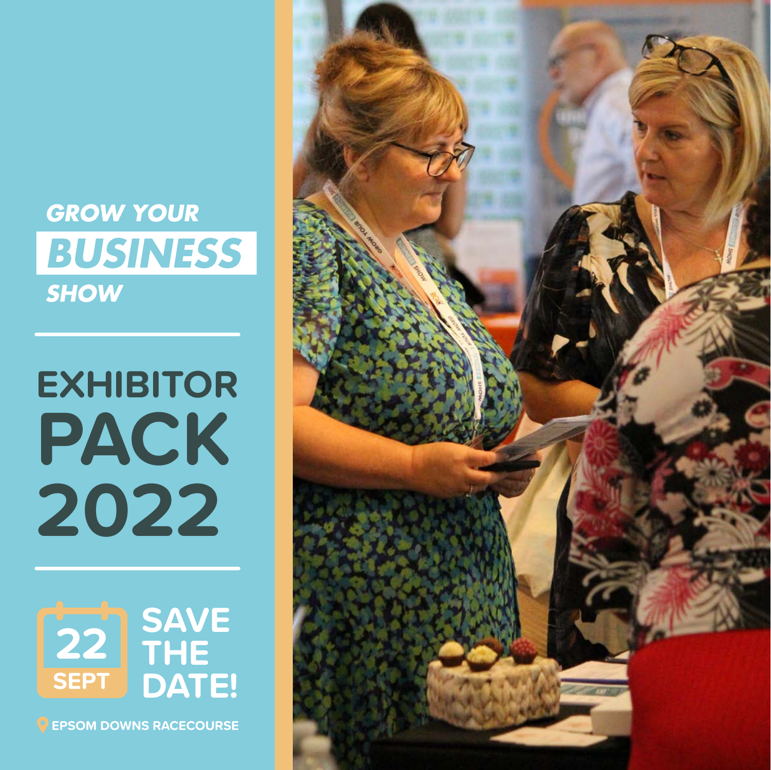# GROW YOUR BUSINESS SHOW

## EXHIBITOR PACK 2022

22 SEPT

**SAVE THE DATE!**

EPSOM DOWNS RACECOURSE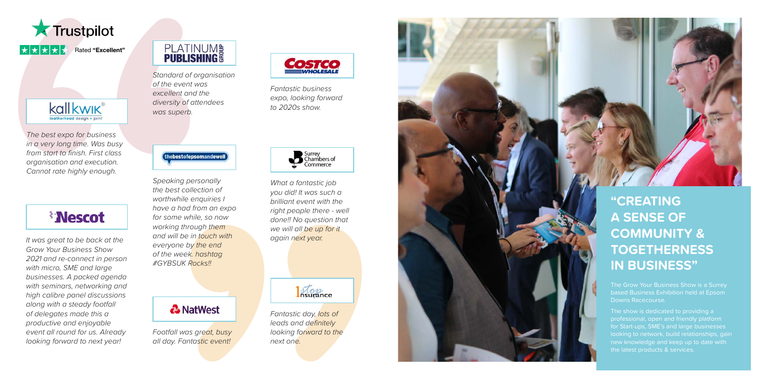Trustpilot

Rated **"Excellent"**

kallkwik leatherhead design + print

*The best expo for business in a very long time. Was busy from start to finish. First class organisation and execution. Cannot rate highly enough.*

Nescot

*It was great to be back at the Grow Your Business Show 2021 and re-connect in person with micro, SME and large businesses. A packed agenda with seminars, networking and high calibre panel discussions along with a steady footfall of delegates made this a productive and enjoyable event all round for us. Already looking forward to next year!*

PLATINUM PUBLISHING GROUP

*Standard of organisation of the event was excellent and the diversity of attendees was superb.*

thebestofepsomandewell

*Speaking personally the best collection of worthwhile enquiries I have a had from an expo for some while, so now working through them and will be in touch with everyone by the end of the week. hashtag #GYBSUK Rocks!!*

NatWest

*Footfall was great, busy all day. Fantastic event!*

COSTCO WHOLESALE

*Fantastic business expo, looking forward to 2020s show.*

Surrey Chambers of Commerce

*What a fantastic job you did! It was such a brilliant event with the right people there - well done!! No question that we will all be up for it again next year.*

1stop Insurance

*Fantastic day, lots of leads and definitely looking forward to the next one.*

## "CREATING A SENSE OF COMMUNITY & TOGETHERNESS IN BUSINESS"

The Grow Your Business Show is a Surrey based Business Exhibition held at Epsom Downs Racecourse.

The show is dedicated to providing a professional, open and friendly platform for Start-ups, SME's and large businesses looking to network, build relationships, gain new knowledge and keep up to date with the latest products & services.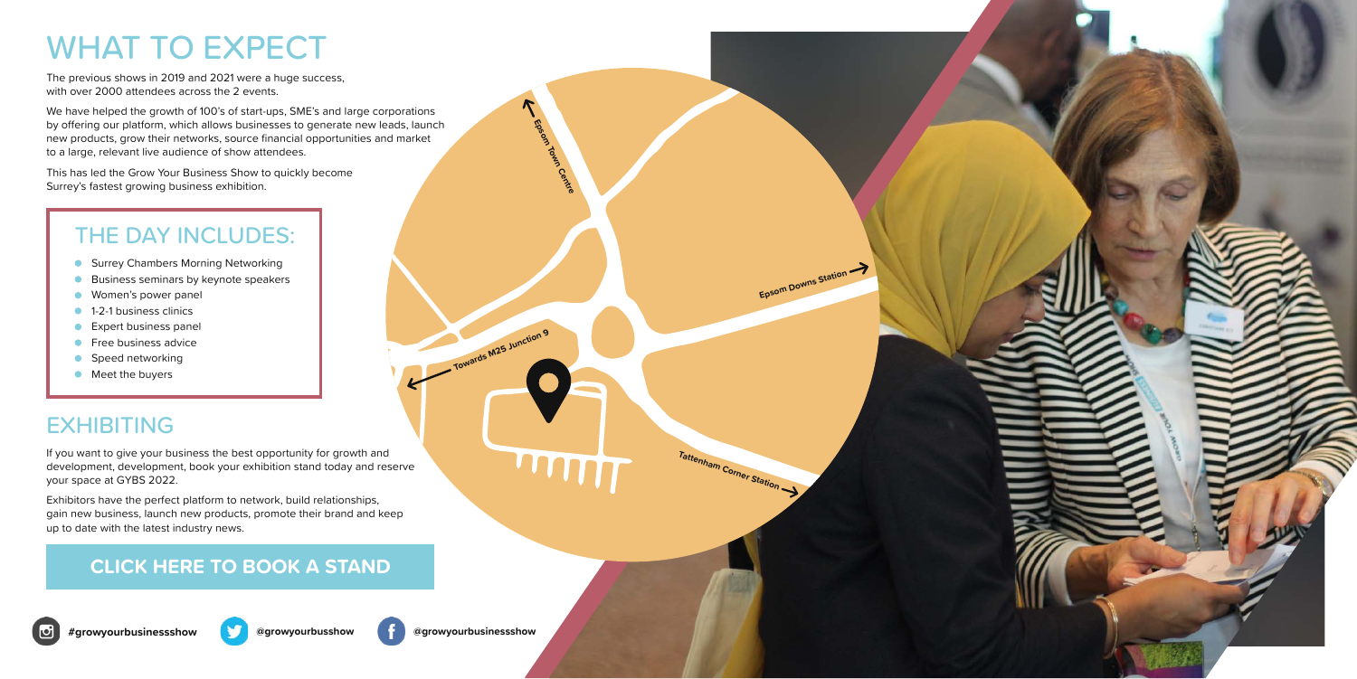# WHAT TO EXPECT

The previous shows in 2019 and 2021 were a huge success, with over 2000 attendees across the 2 events.

We have helped the growth of 100's of start-ups, SME's and large corporations by offering our platform, which allows businesses to generate new leads, launch new products, grow their networks, source financial opportunities and market to a large, relevant live audience of show attendees.

This has led the Grow Your Business Show to quickly become Surrey's fastest growing business exhibition.

## THE DAY INCLUDES:

- Surrey Chambers Morning Networking
- Business seminars by keynote speakers
- Women's power panel
- 1-2-1 business clinics
- Expert business panel
- Free business advice
- Speed networking
- Meet the buyers

## EXHIBITING

If you want to give your business the best opportunity for growth and development, development, book your exhibition stand today and reserve your space at GYBS 2022.

Exhibitors have the perfect platform to network, build relationships, gain new business, launch new products, promote their brand and keep up to date with the latest industry news.

**CLICK HERE TO BOOK A STAND**

Epsom Town Centre

Epsom Downs Station

Towards M25 Junction 9

Tattenham Corner Station

**#growyourbusinessshow** **@growyourbusshow** **@growyourbusinessshow**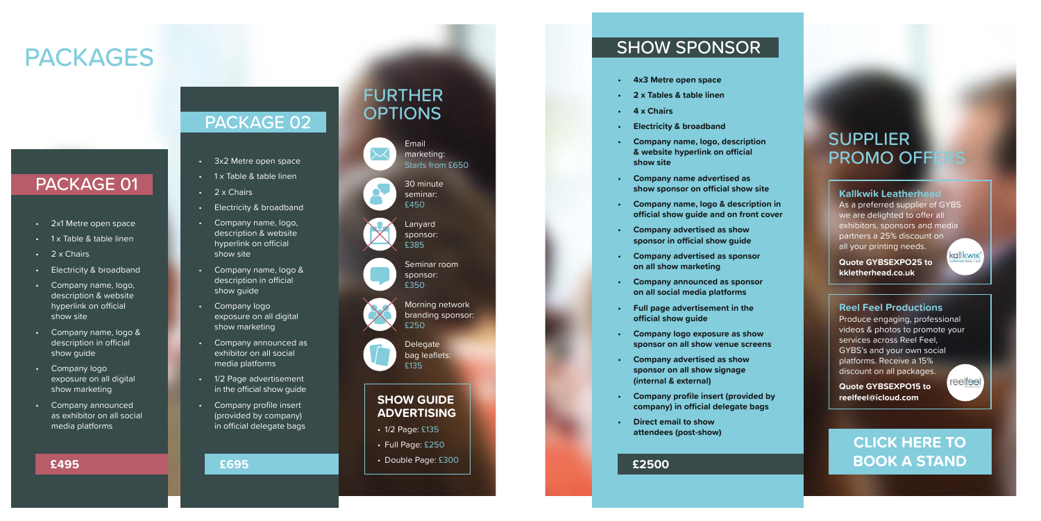# PACKAGES

## PACKAGE 01

- 2x1 Metre open space
- 1 x Table & table linen
- 2 x Chairs
- Electricity & broadband
- Company name, logo, description & website hyperlink on official show site
- Company name, logo & description in official show guide
- Company logo exposure on all digital show marketing
- Company announced as exhibitor on all social media platforms

**£495**

## PACKAGE 02

- 3x2 Metre open space
- 1 x Table & table linen
- 2 x Chairs
- Electricity & broadband
- Company name, logo, description & website hyperlink on official show site
- Company name, logo & description in official show guide
- Company logo exposure on all digital show marketing
- Company announced as exhibitor on all social media platforms
- 1/2 Page advertisement in the official show guide
- Company profile insert (provided by company) in official delegate bags

**£695**

## FURTHER OPTIONS

- Email marketing: Starts from £650
- 30 minute seminar: £450
- Lanyard sponsor: £385
- Seminar room sponsor: £350
- Morning network branding sponsor: £250
- Delegate bag leaflets: £135

### SHOW GUIDE ADVERTISING

- 1/2 Page: £135
- Full Page: £250
- Double Page: £300

## SHOW SPONSOR

- **4x3 Metre open space**
- **2 x Tables & table linen**
- **4 x Chairs**
- **Electricity & broadband**
- **Company name, logo, description & website hyperlink on official show site**
- **Company name advertised as show sponsor on official show site**
- **Company name, logo & description in official show guide and on front cover**
- **Company advertised as show sponsor in official show guide**
- **Company advertised as sponsor on all show marketing**
- **Company announced as sponsor on all social media platforms**
- **Full page advertisement in the official show guide**
- **Company logo exposure as show sponsor on all show venue screens**
- **Company advertised as show sponsor on all show signage (internal & external)**
- **Company profile insert (provided by company) in official delegate bags**
- **Direct email to show attendees (post-show)**

**£2500**

## SUPPLIER PROMO OFFERS

### Kallkwik Leatherhead

As a preferred supplier of GYBS we are delighted to offer all exhibitors, sponsors and media partners a 25% discount on all your printing needs.

**Quote GYBSEXPO25 to kkletherhead.co.uk**

### Reel Feel Productions

Produce engaging, professional videos & photos to promote your services across Reel Feel, GYBS's and your own social platforms. Receive a 15% discount on all packages.

**Quote GYBSEXPO15 to reelfeel@icloud.com**

**CLICK HERE TO BOOK A STAND**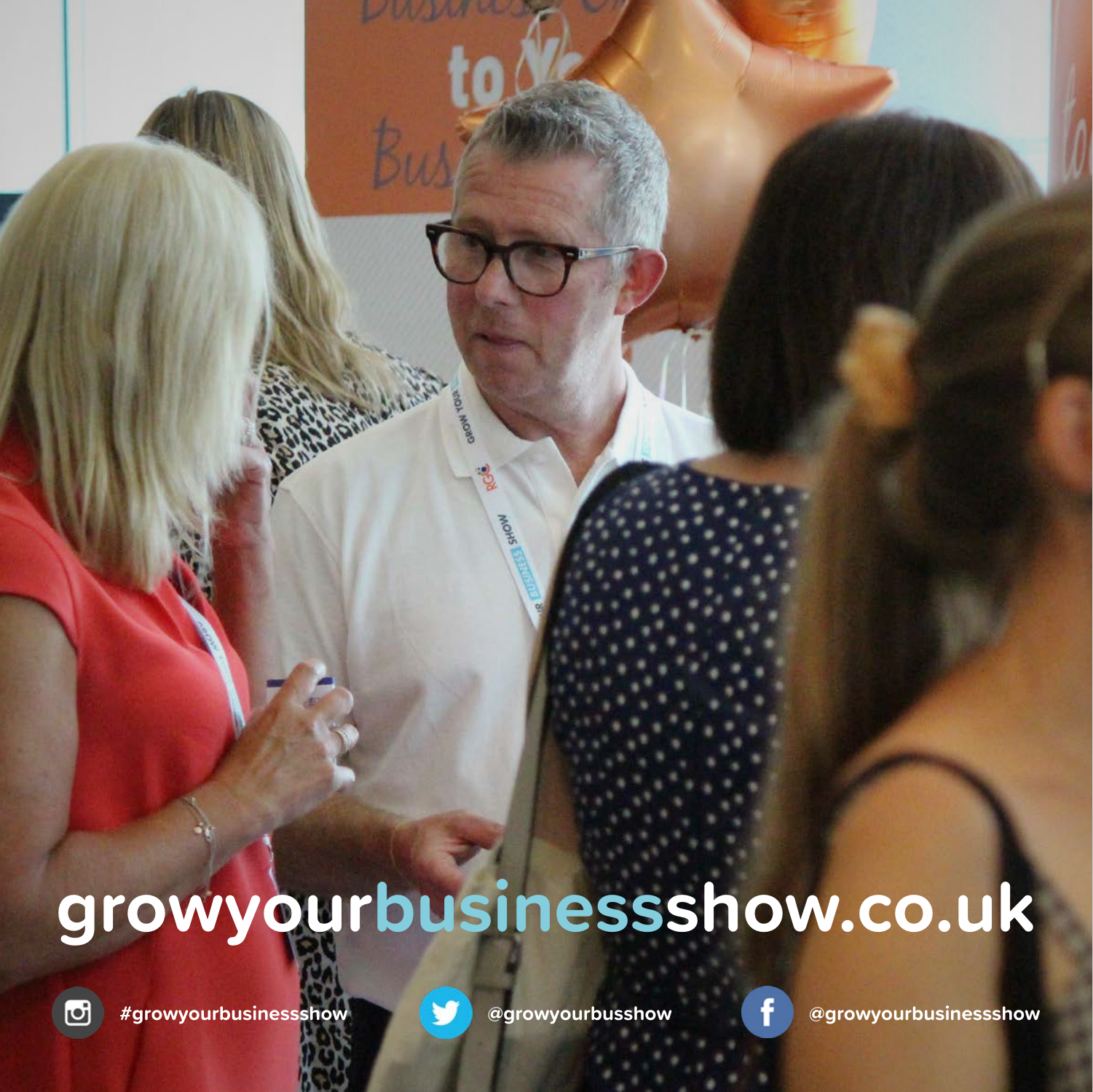growyourbusinessshow.co.uk

#growyourbusinessshow

@growyourbusshow

@growyourbusinessshow